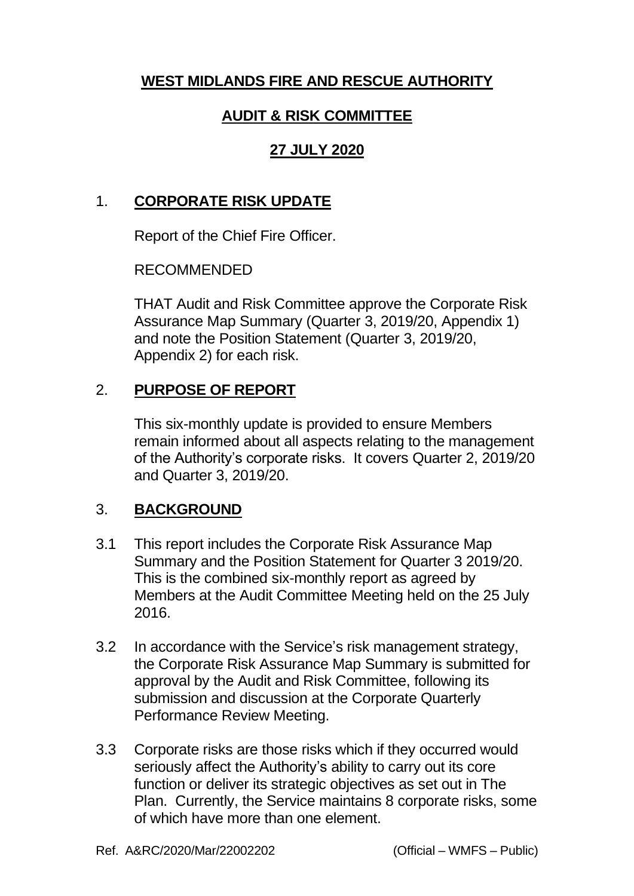# WEST MIDLANDS FIRE AND RESCUE AUTHORITY

## AUDIT & RISK COMMITTEE

## 27 JULY 2020

1. **CORPORATE RISK UPDATE**

   Report of the Chief Fire Officer.

   RECOMMENDED

   THAT Audit and Risk Committee approve the Corporate Risk Assurance Map Summary (Quarter 3, 2019/20, Appendix 1) and note the Position Statement (Quarter 3, 2019/20, Appendix 2) for each risk.

2. **PURPOSE OF REPORT**

   This six-monthly update is provided to ensure Members remain informed about all aspects relating to the management of the Authority's corporate risks. It covers Quarter 2, 2019/20 and Quarter 3, 2019/20.

3. **BACKGROUND**

3.1 This report includes the Corporate Risk Assurance Map Summary and the Position Statement for Quarter 3 2019/20. This is the combined six-monthly report as agreed by Members at the Audit Committee Meeting held on the 25 July 2016.

3.2 In accordance with the Service's risk management strategy, the Corporate Risk Assurance Map Summary is submitted for approval by the Audit and Risk Committee, following its submission and discussion at the Corporate Quarterly Performance Review Meeting.

3.3 Corporate risks are those risks which if they occurred would seriously affect the Authority's ability to carry out its core function or deliver its strategic objectives as set out in The Plan. Currently, the Service maintains 8 corporate risks, some of which have more than one element.

Ref. A&RC/2020/Mar/22002202 (Official – WMFS – Public)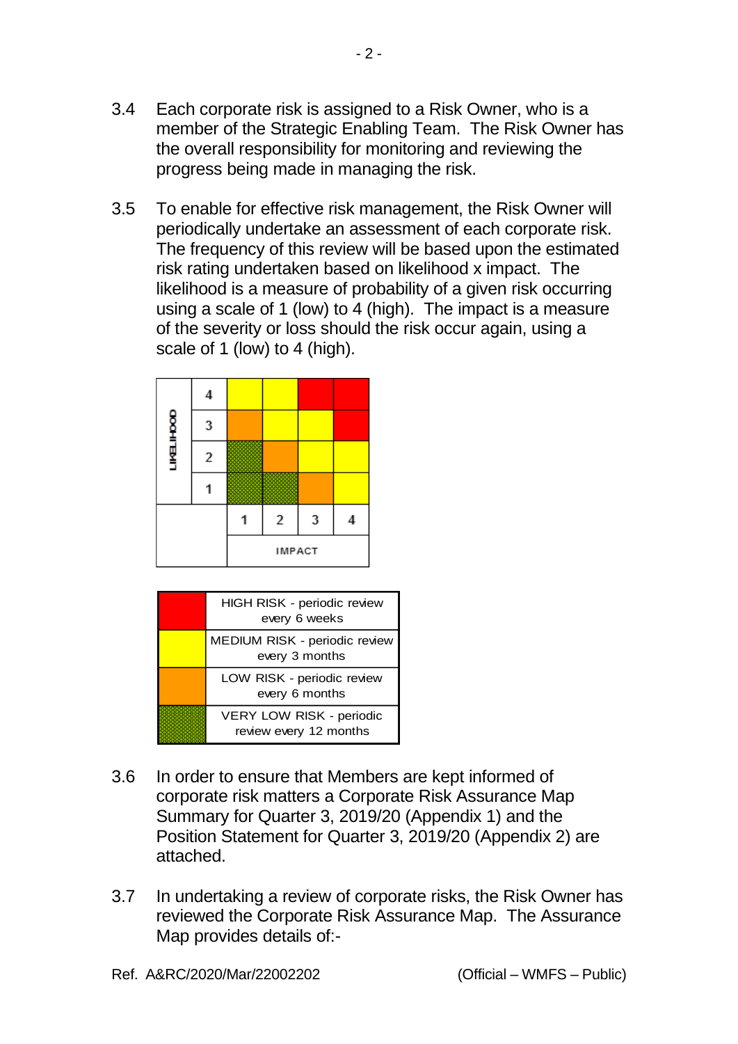3.4 Each corporate risk is assigned to a Risk Owner, who is a member of the Strategic Enabling Team. The Risk Owner has the overall responsibility for monitoring and reviewing the progress being made in managing the risk.

3.5 To enable for effective risk management, the Risk Owner will periodically undertake an assessment of each corporate risk. The frequency of this review will be based upon the estimated risk rating undertaken based on likelihood x impact. The likelihood is a measure of probability of a given risk occurring using a scale of 1 (low) to 4 (high). The impact is a measure of the severity or loss should the risk occur again, using a scale of 1 (low) to 4 (high).

| LIKELIHOOD | | | | | |
|---|---|---|---|---|---|
| | 4 | Yellow | Yellow | Red | Red |
| | 3 | Orange | Yellow | Yellow | Red |
| | 2 | Green | Orange | Yellow | Yellow |
| | 1 | Green | Green | Orange | Yellow |
| | | 1 | 2 | 3 | 4 |
| | | IMPACT | | | |

| | |
|---|---|
| Red | HIGH RISK - periodic review every 6 weeks |
| Yellow | MEDIUM RISK - periodic review every 3 months |
| Orange | LOW RISK - periodic review every 6 months |
| Green | VERY LOW RISK - periodic review every 12 months |

3.6 In order to ensure that Members are kept informed of corporate risk matters a Corporate Risk Assurance Map Summary for Quarter 3, 2019/20 (Appendix 1) and the Position Statement for Quarter 3, 2019/20 (Appendix 2) are attached.

3.7 In undertaking a review of corporate risks, the Risk Owner has reviewed the Corporate Risk Assurance Map. The Assurance Map provides details of:-

Ref. A&RC/2020/Mar/22002202 (Official – WMFS – Public)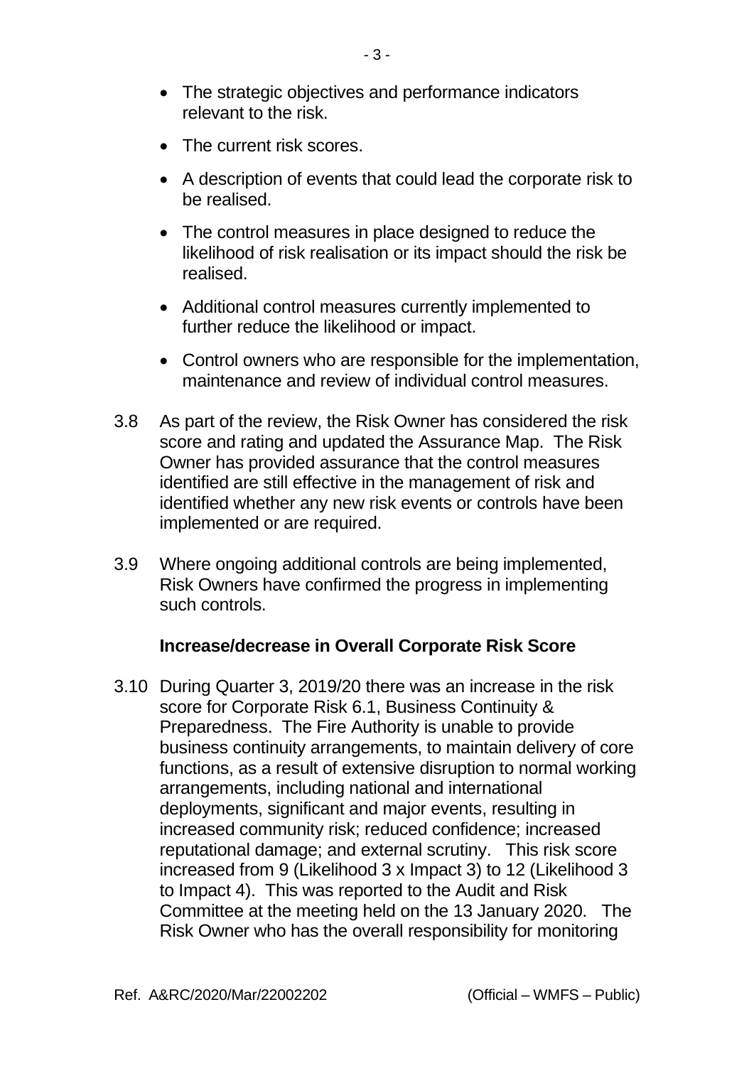- The strategic objectives and performance indicators relevant to the risk.
- The current risk scores.
- A description of events that could lead the corporate risk to be realised.
- The control measures in place designed to reduce the likelihood of risk realisation or its impact should the risk be realised.
- Additional control measures currently implemented to further reduce the likelihood or impact.
- Control owners who are responsible for the implementation, maintenance and review of individual control measures.

3.8 As part of the review, the Risk Owner has considered the risk score and rating and updated the Assurance Map. The Risk Owner has provided assurance that the control measures identified are still effective in the management of risk and identified whether any new risk events or controls have been implemented or are required.

3.9 Where ongoing additional controls are being implemented, Risk Owners have confirmed the progress in implementing such controls.

**Increase/decrease in Overall Corporate Risk Score**

3.10 During Quarter 3, 2019/20 there was an increase in the risk score for Corporate Risk 6.1, Business Continuity & Preparedness. The Fire Authority is unable to provide business continuity arrangements, to maintain delivery of core functions, as a result of extensive disruption to normal working arrangements, including national and international deployments, significant and major events, resulting in increased community risk; reduced confidence; increased reputational damage; and external scrutiny. This risk score increased from 9 (Likelihood 3 x Impact 3) to 12 (Likelihood 3 to Impact 4). This was reported to the Audit and Risk Committee at the meeting held on the 13 January 2020. The Risk Owner who has the overall responsibility for monitoring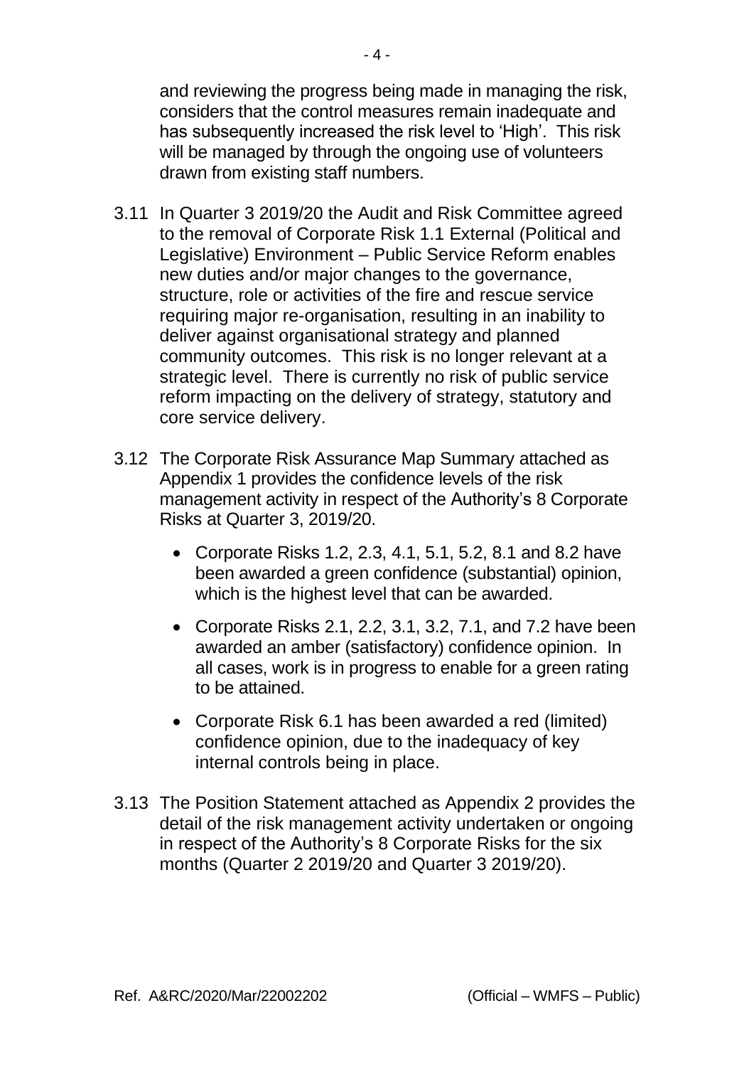and reviewing the progress being made in managing the risk, considers that the control measures remain inadequate and has subsequently increased the risk level to 'High'. This risk will be managed by through the ongoing use of volunteers drawn from existing staff numbers.

3.11 In Quarter 3 2019/20 the Audit and Risk Committee agreed to the removal of Corporate Risk 1.1 External (Political and Legislative) Environment – Public Service Reform enables new duties and/or major changes to the governance, structure, role or activities of the fire and rescue service requiring major re-organisation, resulting in an inability to deliver against organisational strategy and planned community outcomes. This risk is no longer relevant at a strategic level. There is currently no risk of public service reform impacting on the delivery of strategy, statutory and core service delivery.

3.12 The Corporate Risk Assurance Map Summary attached as Appendix 1 provides the confidence levels of the risk management activity in respect of the Authority's 8 Corporate Risks at Quarter 3, 2019/20.

- Corporate Risks 1.2, 2.3, 4.1, 5.1, 5.2, 8.1 and 8.2 have been awarded a green confidence (substantial) opinion, which is the highest level that can be awarded.

- Corporate Risks 2.1, 2.2, 3.1, 3.2, 7.1, and 7.2 have been awarded an amber (satisfactory) confidence opinion. In all cases, work is in progress to enable for a green rating to be attained.

- Corporate Risk 6.1 has been awarded a red (limited) confidence opinion, due to the inadequacy of key internal controls being in place.

3.13 The Position Statement attached as Appendix 2 provides the detail of the risk management activity undertaken or ongoing in respect of the Authority's 8 Corporate Risks for the six months (Quarter 2 2019/20 and Quarter 3 2019/20).

Ref. A&RC/2020/Mar/22002202 (Official – WMFS – Public)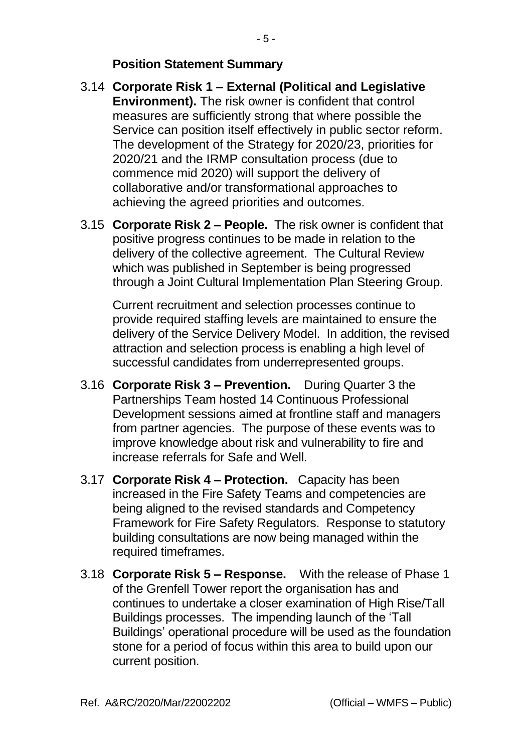**Position Statement Summary**

3.14 **Corporate Risk 1 – External (Political and Legislative Environment).** The risk owner is confident that control measures are sufficiently strong that where possible the Service can position itself effectively in public sector reform. The development of the Strategy for 2020/23, priorities for 2020/21 and the IRMP consultation process (due to commence mid 2020) will support the delivery of collaborative and/or transformational approaches to achieving the agreed priorities and outcomes.

3.15 **Corporate Risk 2 – People.** The risk owner is confident that positive progress continues to be made in relation to the delivery of the collective agreement. The Cultural Review which was published in September is being progressed through a Joint Cultural Implementation Plan Steering Group.

Current recruitment and selection processes continue to provide required staffing levels are maintained to ensure the delivery of the Service Delivery Model. In addition, the revised attraction and selection process is enabling a high level of successful candidates from underrepresented groups.

3.16 **Corporate Risk 3 – Prevention.** During Quarter 3 the Partnerships Team hosted 14 Continuous Professional Development sessions aimed at frontline staff and managers from partner agencies. The purpose of these events was to improve knowledge about risk and vulnerability to fire and increase referrals for Safe and Well.

3.17 **Corporate Risk 4 – Protection.** Capacity has been increased in the Fire Safety Teams and competencies are being aligned to the revised standards and Competency Framework for Fire Safety Regulators. Response to statutory building consultations are now being managed within the required timeframes.

3.18 **Corporate Risk 5 – Response.** With the release of Phase 1 of the Grenfell Tower report the organisation has and continues to undertake a closer examination of High Rise/Tall Buildings processes. The impending launch of the 'Tall Buildings' operational procedure will be used as the foundation stone for a period of focus within this area to build upon our current position.

Ref. A&RC/2020/Mar/22002202 (Official – WMFS – Public)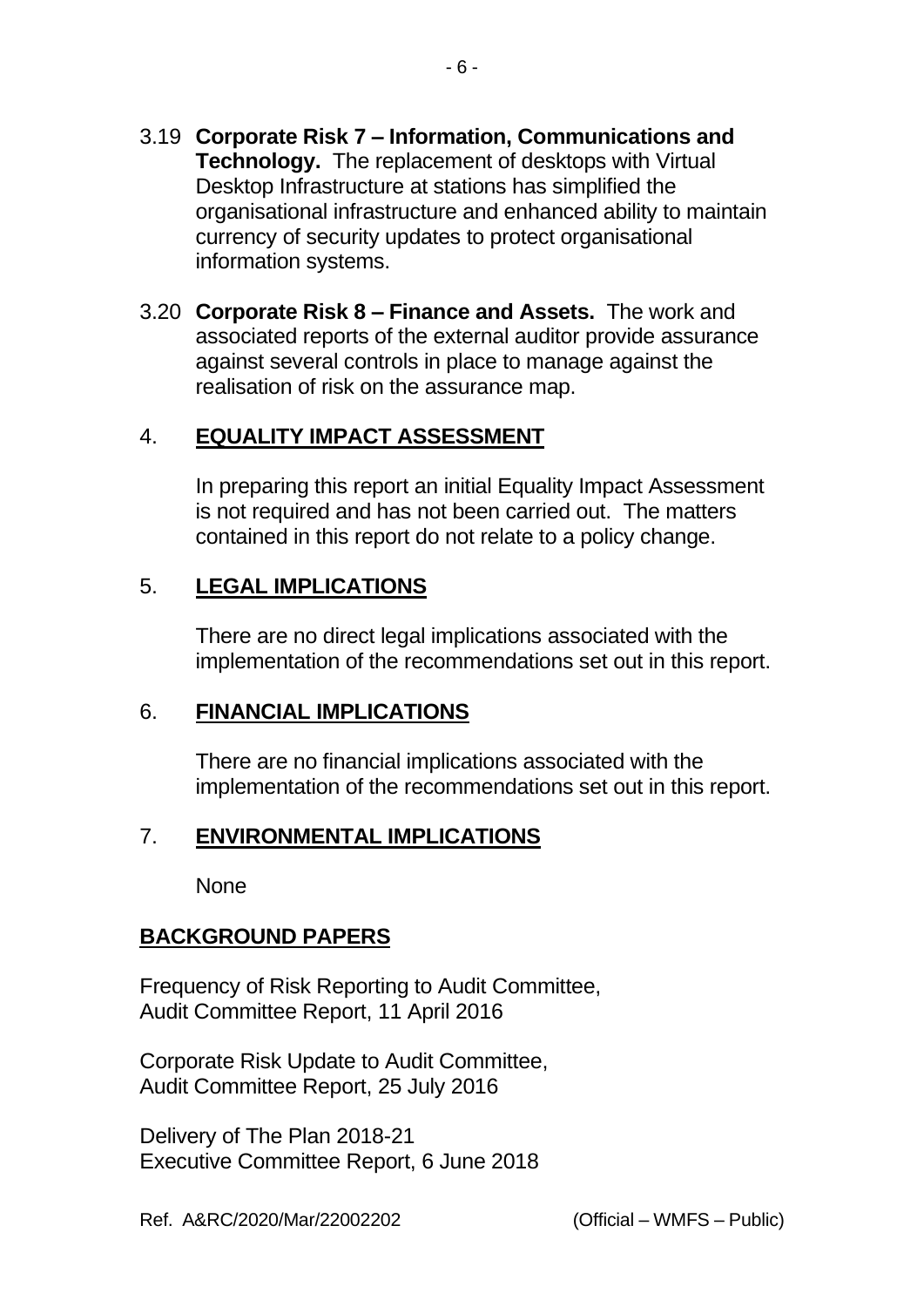3.19 **Corporate Risk 7 – Information, Communications and Technology.** The replacement of desktops with Virtual Desktop Infrastructure at stations has simplified the organisational infrastructure and enhanced ability to maintain currency of security updates to protect organisational information systems.

3.20 **Corporate Risk 8 – Finance and Assets.** The work and associated reports of the external auditor provide assurance against several controls in place to manage against the realisation of risk on the assurance map.

## 4. EQUALITY IMPACT ASSESSMENT

In preparing this report an initial Equality Impact Assessment is not required and has not been carried out. The matters contained in this report do not relate to a policy change.

## 5. LEGAL IMPLICATIONS

There are no direct legal implications associated with the implementation of the recommendations set out in this report.

## 6. FINANCIAL IMPLICATIONS

There are no financial implications associated with the implementation of the recommendations set out in this report.

## 7. ENVIRONMENTAL IMPLICATIONS

None

## BACKGROUND PAPERS

Frequency of Risk Reporting to Audit Committee,
Audit Committee Report, 11 April 2016

Corporate Risk Update to Audit Committee,
Audit Committee Report, 25 July 2016

Delivery of The Plan 2018-21
Executive Committee Report, 6 June 2018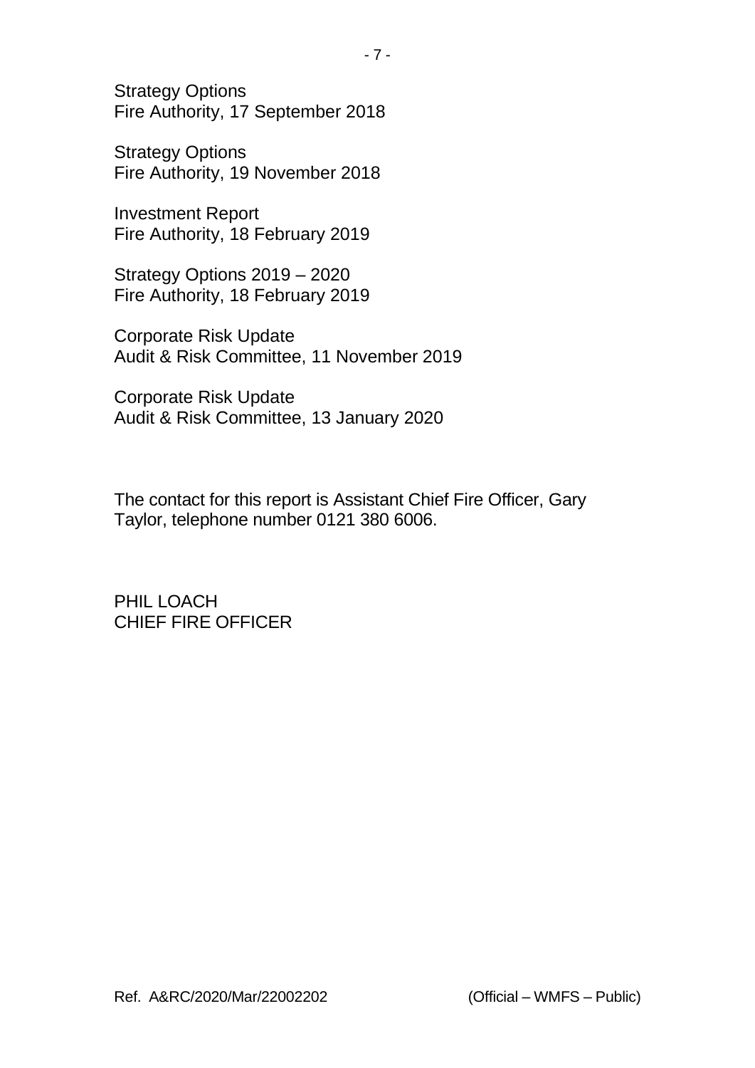Strategy Options
Fire Authority, 17 September 2018

Strategy Options
Fire Authority, 19 November 2018

Investment Report
Fire Authority, 18 February 2019

Strategy Options 2019 – 2020
Fire Authority, 18 February 2019

Corporate Risk Update
Audit & Risk Committee, 11 November 2019

Corporate Risk Update
Audit & Risk Committee, 13 January 2020

The contact for this report is Assistant Chief Fire Officer, Gary Taylor, telephone number 0121 380 6006.

PHIL LOACH
CHIEF FIRE OFFICER

Ref. A&RC/2020/Mar/22002202 (Official – WMFS – Public)